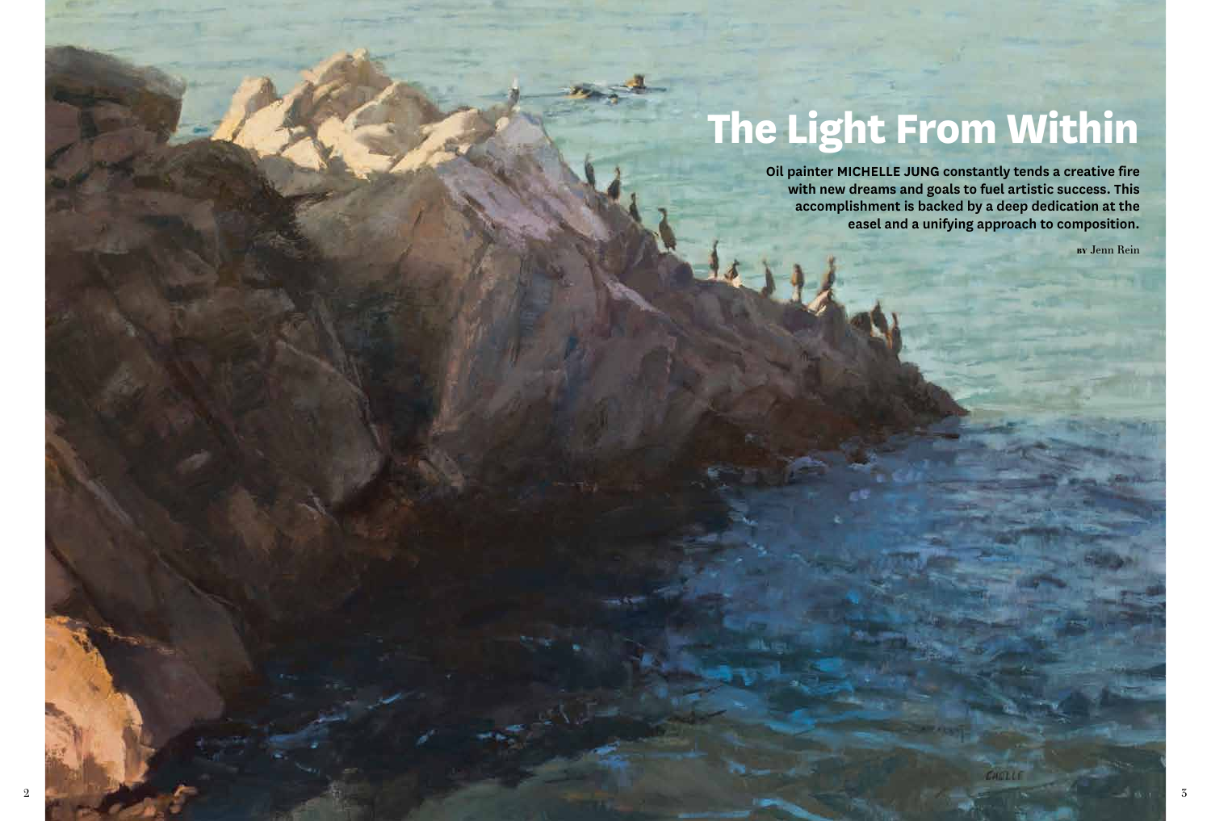# The Light From Within

**Oil painter MICHELLE JUNG constantly tends a creative fire with new dreams and goals to fuel artistic success. This accomplishment is backed by a deep dedication at the easel and a unifying approach to composition.**

BY Jenn Rein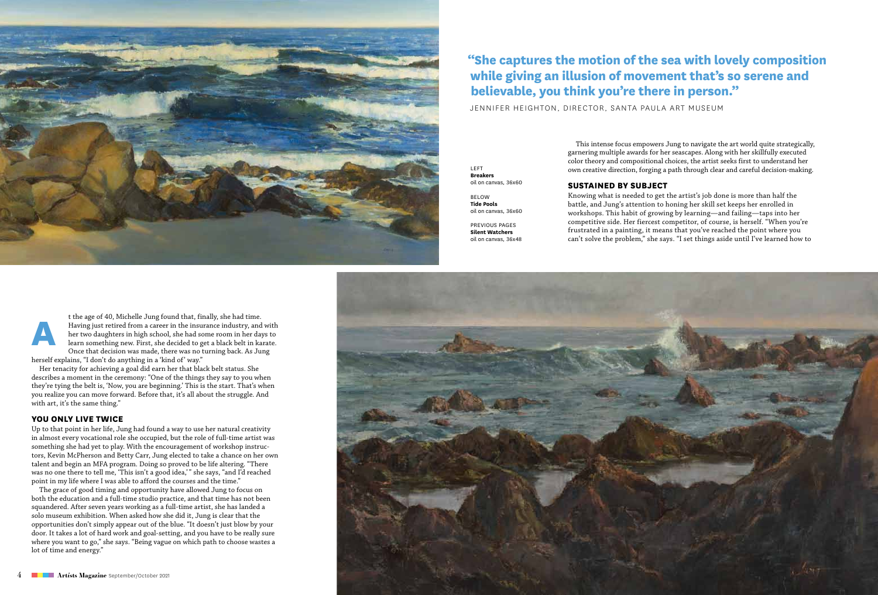> **"She captures the motion of the sea with lovely composition while giving an illusion of movement that's so serene and believable, you think you're there in person."**
>
> JENNIFER HEIGHTON, DIRECTOR, SANTA PAULA ART MUSEUM

LEFT
**Breakers**
oil on canvas, 36x60

BELOW
**Tide Pools**
oil on canvas, 36x60

PREVIOUS PAGES
**Silent Watchers**
oil on canvas, 36x48

At the age of 40, Michelle Jung found that, finally, she had time. Having just retired from a career in the insurance industry, and with her two daughters in high school, she had some room in her days to learn something new. First, she decided to get a black belt in karate. Once that decision was made, there was no turning back. As Jung herself explains, "I don't do anything in a 'kind of' way."

Her tenacity for achieving a goal did earn her that black belt status. She describes a moment in the ceremony: "One of the things they say to you when they're tying the belt is, 'Now, you are beginning.' This is the start. That's when you realize you can move forward. Before that, it's all about the struggle. And with art, it's the same thing."

## YOU ONLY LIVE TWICE

Up to that point in her life, Jung had found a way to use her natural creativity in almost every vocational role she occupied, but the role of full-time artist was something she had yet to play. With the encouragement of workshop instructors, Kevin McPherson and Betty Carr, Jung elected to take a chance on her own talent and begin an MFA program. Doing so proved to be life altering. "There was no one there to tell me, 'This isn't a good idea,'" she says, "and I'd reached point in my life where I was able to afford the courses and the time."

The grace of good timing and opportunity have allowed Jung to focus on both the education and a full-time studio practice, and that time has not been squandered. After seven years working as a full-time artist, she has landed a solo museum exhibition. When asked how she did it, Jung is clear that the opportunities don't simply appear out of the blue. "It doesn't just blow by your door. It takes a lot of hard work and goal-setting, and you have to be really sure where you want to go," she says. "Being vague on which path to choose wastes a lot of time and energy."

This intense focus empowers Jung to navigate the art world quite strategically, garnering multiple awards for her seascapes. Along with her skillfully executed color theory and compositional choices, the artist seeks first to understand her own creative direction, forging a path through clear and careful decision-making.

## SUSTAINED BY SUBJECT

Knowing what is needed to get the artist's job done is more than half the battle, and Jung's attention to honing her skill set keeps her enrolled in workshops. This habit of growing by learning—and failing—taps into her competitive side. Her fiercest competitor, of course, is herself. "When you're frustrated in a painting, it means that you've reached the point where you can't solve the problem," she says. "I set things aside until I've learned how to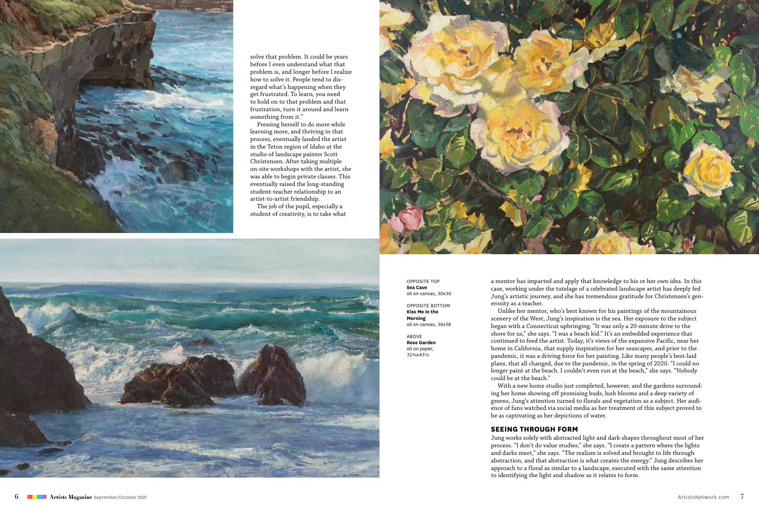solve that problem. It could be years before I even understand what that problem is, and longer before I realize how to solve it. People tend to disregard what's happening when they get frustrated. To learn, you need to hold on to that problem and that frustration, turn it around and learn something from it."

Pressing herself to do more while learning more, and thriving in that process, eventually landed the artist in the Teton region of Idaho at the studio of landscape painter Scott Christensen. After taking multiple on-site workshops with the artist, she was able to begin private classes. This eventually raised the long-standing student-teacher relationship to an artist-to-artist friendship.

The job of the pupil, especially a student of creativity, is to take what a mentor has imparted and apply that knowledge to his or her own idea. In this case, working under the tutelage of a celebrated landscape artist has deeply fed Jung's artistic journey, and she has tremendous gratitude for Christensen's generosity as a teacher.

Unlike her mentor, who's best known for his paintings of the mountainous scenery of the West, Jung's inspiration is the sea. Her exposure to the subject began with a Connecticut upbringing. "It was only a 20-minute drive to the shore for us," she says. "I was a beach kid." It's an embedded experience that continued to feed the artist. Today, it's views of the expansive Pacific, near her home in California, that supply inspiration for her seascapes, and prior to the pandemic, it was a driving force for her painting. Like many people's best-laid plans, that all changed, due to the pandemic, in the spring of 2020. "I could no longer paint at the beach. I couldn't even run at the beach," she says. "Nobody could be at the beach."

With a new home studio just completed, however, and the gardens surrounding her home showing off promising buds, lush blooms and a deep variety of greens, Jung's attention turned to florals and vegetation as a subject. Her audience of fans watched via social media as her treatment of this subject proved to be as captivating as her depictions of water.

## SEEING THROUGH FORM

Jung works solely with abstracted light and dark shapes throughout most of her process. "I don't do value studies," she says. "I create a pattern where the lights and darks meet," she says. "The realism is solved and brought to life through abstraction, and that abstraction is what creates the energy." Jung describes her approach to a floral as similar to a landscape, executed with the same attention to identifying the light and shadow as it relates to form.

OPPOSITE TOP
**Sea Cave**
oil on canvas, 30x30

OPPOSITE BOTTOM
**Kiss Me in the Morning**
oil on canvas, 36x58

ABOVE
**Rose Garden**
oil on paper, 31¾x43½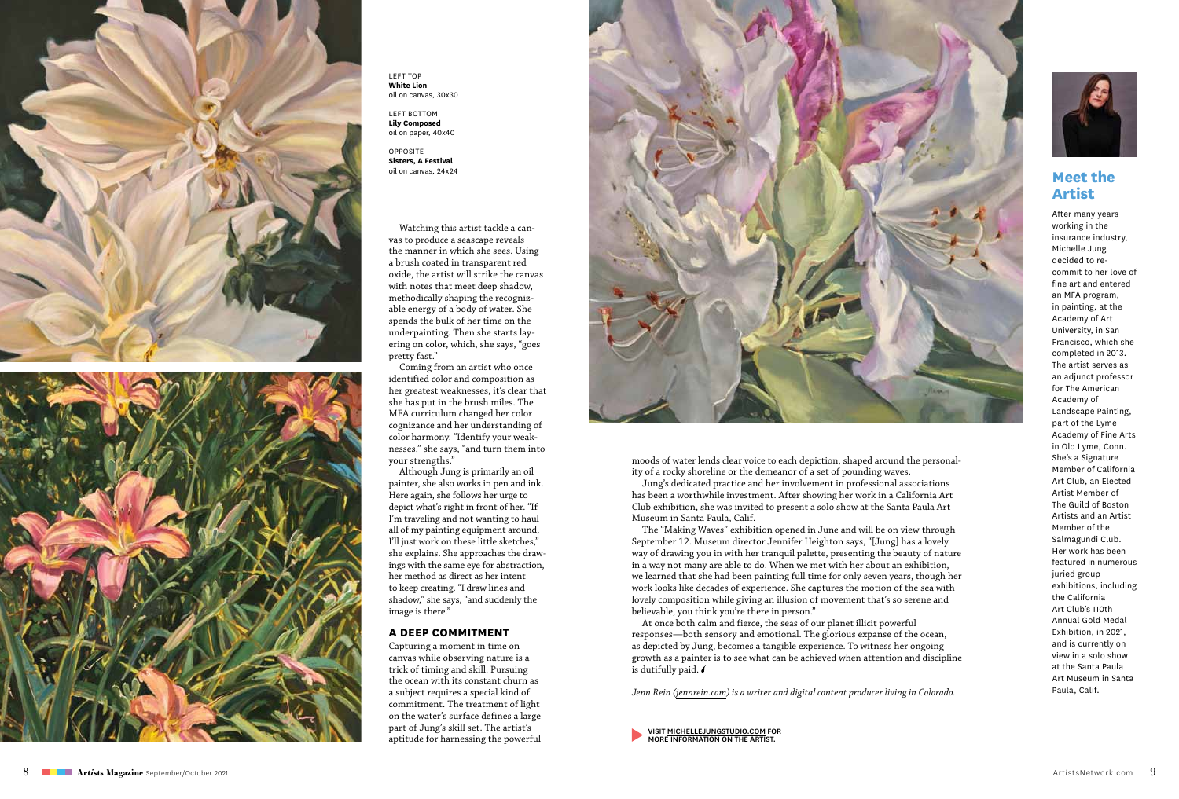LEFT TOP
**White Lion**
oil on canvas, 30x30

LEFT BOTTOM
**Lily Composed**
oil on paper, 40x40

OPPOSITE
**Sisters, A Festival**
oil on canvas, 24x24

Watching this artist tackle a canvas to produce a seascape reveals the manner in which she sees. Using a brush coated in transparent red oxide, the artist will strike the canvas with notes that meet deep shadow, methodically shaping the recognizable energy of a body of water. She spends the bulk of her time on the underpainting. Then she starts layering on color, which, she says, "goes pretty fast."

Coming from an artist who once identified color and composition as her greatest weaknesses, it's clear that she has put in the brush miles. The MFA curriculum changed her color cognizance and her understanding of color harmony. "Identify your weaknesses," she says, "and turn them into your strengths."

Although Jung is primarily an oil painter, she also works in pen and ink. Here again, she follows her urge to depict what's right in front of her. "If I'm traveling and not wanting to haul all of my painting equipment around, I'll just work on these little sketches," she explains. She approaches the drawings with the same eye for abstraction, her method as direct as her intent to keep creating. "I draw lines and shadow," she says, "and suddenly the image is there."

## A DEEP COMMITMENT

Capturing a moment in time on canvas while observing nature is a trick of timing and skill. Pursuing the ocean with its constant churn as a subject requires a special kind of commitment. The treatment of light on the water's surface defines a large part of Jung's skill set. The artist's aptitude for harnessing the powerful moods of water lends clear voice to each depiction, shaped around the personality of a rocky shoreline or the demeanor of a set of pounding waves.

Jung's dedicated practice and her involvement in professional associations has been a worthwhile investment. After showing her work in a California Art Club exhibition, she was invited to present a solo show at the Santa Paula Art Museum in Santa Paula, Calif.

The "Making Waves" exhibition opened in June and will be on view through September 12. Museum director Jennifer Heighton says, "[Jung] has a lovely way of drawing you in with her tranquil palette, presenting the beauty of nature in a way not many are able to do. When we met with her about an exhibition, we learned that she had been painting full time for only seven years, though her work looks like decades of experience. She captures the motion of the sea with lovely composition while giving an illusion of movement that's so serene and believable, you think you're there in person."

At once both calm and fierce, the seas of our planet illicit powerful responses—both sensory and emotional. The glorious expanse of the ocean, as depicted by Jung, becomes a tangible experience. To witness her ongoing growth as a painter is to see what can be achieved when attention and discipline is dutifully paid.

*Jenn Rein (jennrein.com) is a writer and digital content producer living in Colorado.*

VISIT MICHELLEJUNGSTUDIO.COM FOR MORE INFORMATION ON THE ARTIST.

## Meet the Artist

After many years working in the insurance industry, Michelle Jung decided to recommit to her love of fine art and entered an MFA program, in painting, at the Academy of Art University, in San Francisco, which she completed in 2013. The artist serves as an adjunct professor for The American Academy of Landscape Painting, part of the Lyme Academy of Fine Arts in Old Lyme, Conn. She's a Signature Member of California Art Club, an Elected Artist Member of The Guild of Boston Artists and an Artist Member of the Salmagundi Club. Her work has been featured in numerous juried group exhibitions, including the California Art Club's 110th Annual Gold Medal Exhibition, in 2021, and is currently on view in a solo show at the Santa Paula Art Museum in Santa Paula, Calif.